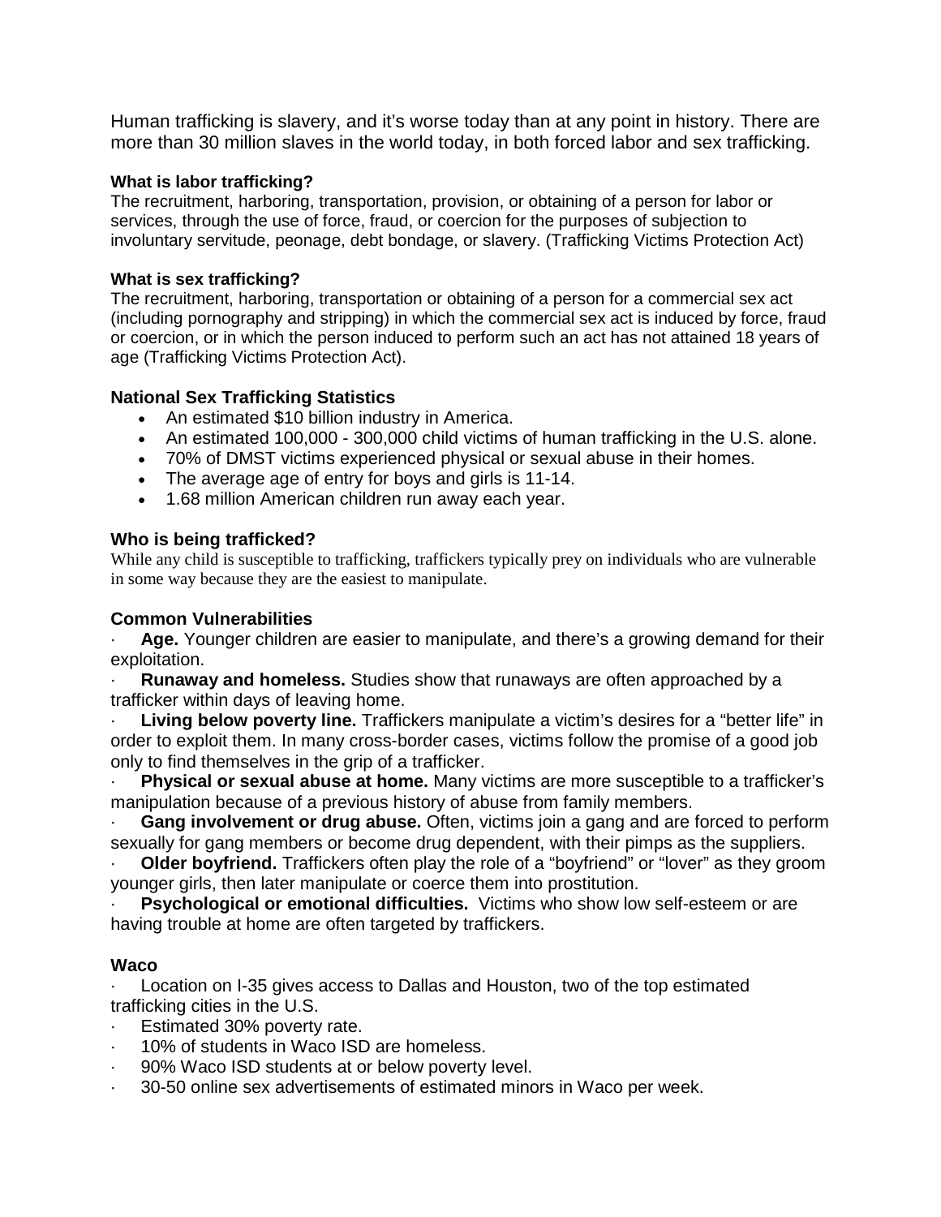Human trafficking is slavery, and it's worse today than at any point in history. There are more than 30 million slaves in the world today, in both forced labor and sex trafficking.

**What is labor trafficking?**

The recruitment, harboring, transportation, provision, or obtaining of a person for labor or services, through the use of force, fraud, or coercion for the purposes of subjection to involuntary servitude, peonage, debt bondage, or slavery. (Trafficking Victims Protection Act)

**What is sex trafficking?**

The recruitment, harboring, transportation or obtaining of a person for a commercial sex act (including pornography and stripping) in which the commercial sex act is induced by force, fraud or coercion, or in which the person induced to perform such an act has not attained 18 years of age (Trafficking Victims Protection Act).

### National Sex Trafficking Statistics

- An estimated $10 billion industry in America.
- An estimated 100,000 - 300,000 child victims of human trafficking in the U.S. alone.
- 70% of DMST victims experienced physical or sexual abuse in their homes.
- The average age of entry for boys and girls is 11-14.
- 1.68 million American children run away each year.

### Who is being trafficked?

While any child is susceptible to trafficking, traffickers typically prey on individuals who are vulnerable in some way because they are the easiest to manipulate.

### Common Vulnerabilities

- **Age.** Younger children are easier to manipulate, and there's a growing demand for their exploitation.
- **Runaway and homeless.** Studies show that runaways are often approached by a trafficker within days of leaving home.
- **Living below poverty line.** Traffickers manipulate a victim's desires for a "better life" in order to exploit them. In many cross-border cases, victims follow the promise of a good job only to find themselves in the grip of a trafficker.
- **Physical or sexual abuse at home.** Many victims are more susceptible to a trafficker's manipulation because of a previous history of abuse from family members.
- **Gang involvement or drug abuse.** Often, victims join a gang and are forced to perform sexually for gang members or become drug dependent, with their pimps as the suppliers.
- **Older boyfriend.** Traffickers often play the role of a "boyfriend" or "lover" as they groom younger girls, then later manipulate or coerce them into prostitution.
- **Psychological or emotional difficulties.** Victims who show low self-esteem or are having trouble at home are often targeted by traffickers.

### Waco

- Location on I-35 gives access to Dallas and Houston, two of the top estimated trafficking cities in the U.S.
- Estimated 30% poverty rate.
- 10% of students in Waco ISD are homeless.
- 90% Waco ISD students at or below poverty level.
- 30-50 online sex advertisements of estimated minors in Waco per week.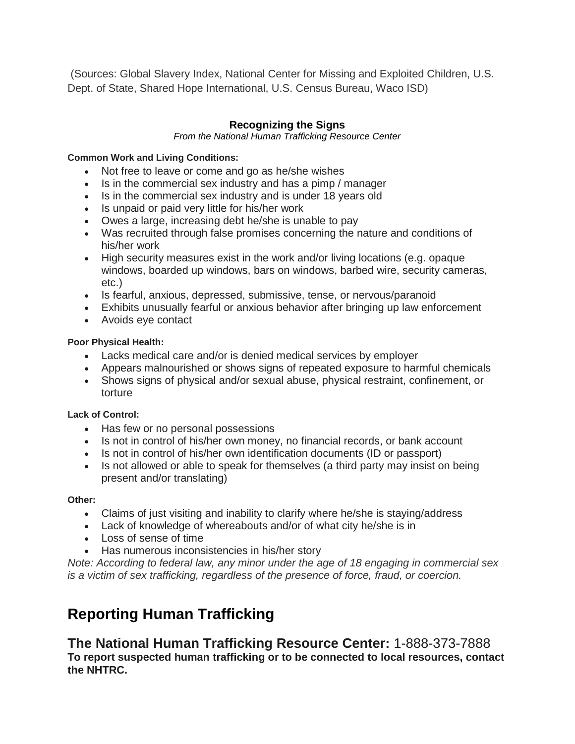(Sources: Global Slavery Index, National Center for Missing and Exploited Children, U.S. Dept. of State, Shared Hope International, U.S. Census Bureau, Waco ISD)

### Recognizing the Signs

*From the National Human Trafficking Resource Center*

**Common Work and Living Conditions:**

- Not free to leave or come and go as he/she wishes
- Is in the commercial sex industry and has a pimp / manager
- Is in the commercial sex industry and is under 18 years old
- Is unpaid or paid very little for his/her work
- Owes a large, increasing debt he/she is unable to pay
- Was recruited through false promises concerning the nature and conditions of his/her work
- High security measures exist in the work and/or living locations (e.g. opaque windows, boarded up windows, bars on windows, barbed wire, security cameras, etc.)
- Is fearful, anxious, depressed, submissive, tense, or nervous/paranoid
- Exhibits unusually fearful or anxious behavior after bringing up law enforcement
- Avoids eye contact

**Poor Physical Health:**

- Lacks medical care and/or is denied medical services by employer
- Appears malnourished or shows signs of repeated exposure to harmful chemicals
- Shows signs of physical and/or sexual abuse, physical restraint, confinement, or torture

**Lack of Control:**

- Has few or no personal possessions
- Is not in control of his/her own money, no financial records, or bank account
- Is not in control of his/her own identification documents (ID or passport)
- Is not allowed or able to speak for themselves (a third party may insist on being present and/or translating)

**Other:**

- Claims of just visiting and inability to clarify where he/she is staying/address
- Lack of knowledge of whereabouts and/or of what city he/she is in
- Loss of sense of time
- Has numerous inconsistencies in his/her story

*Note: According to federal law, any minor under the age of 18 engaging in commercial sex is a victim of sex trafficking, regardless of the presence of force, fraud, or coercion.*

## Reporting Human Trafficking

### **The National Human Trafficking Resource Center:** 1-888-373-7888

**To report suspected human trafficking or to be connected to local resources, contact the NHTRC.**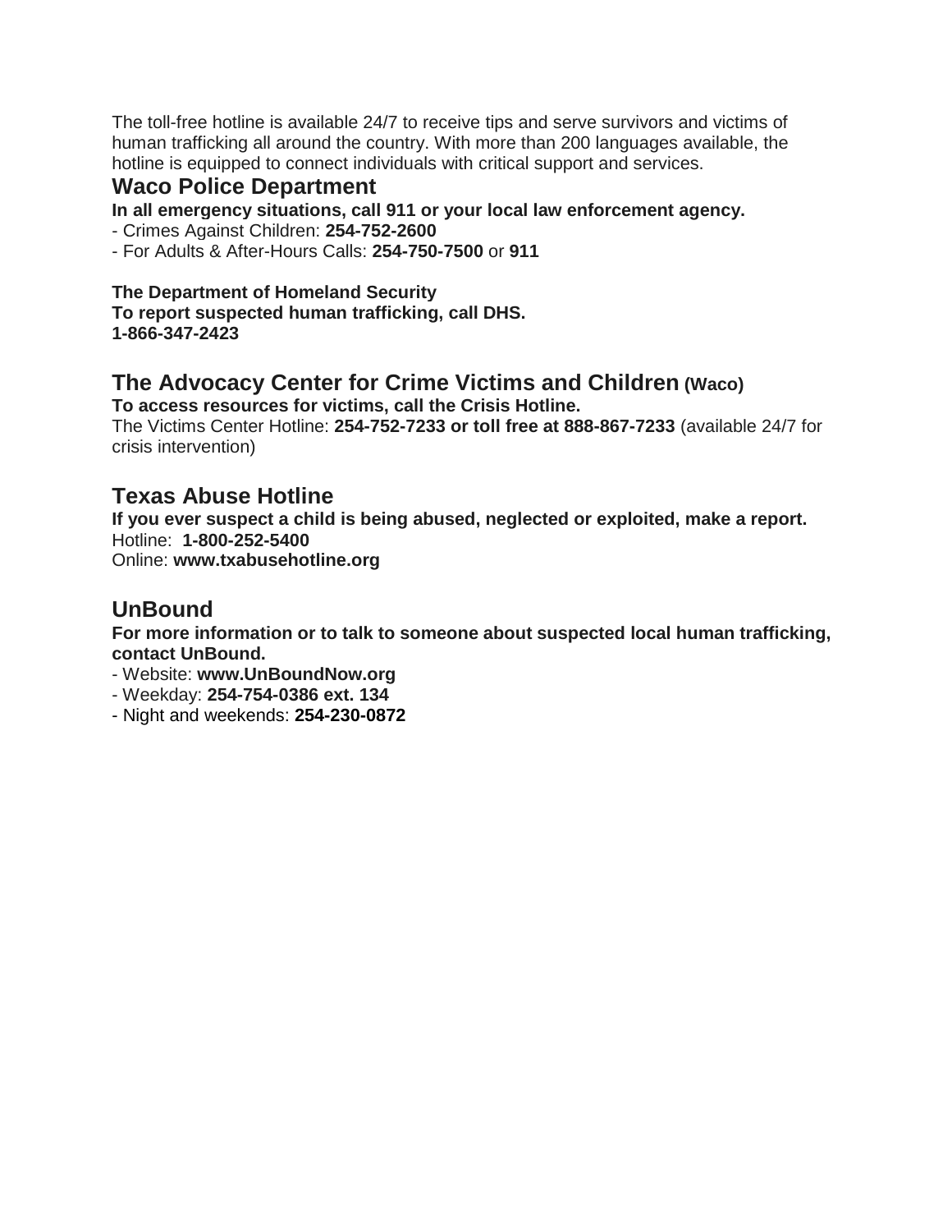The toll-free hotline is available 24/7 to receive tips and serve survivors and victims of human trafficking all around the country. With more than 200 languages available, the hotline is equipped to connect individuals with critical support and services.

## Waco Police Department

**In all emergency situations, call 911 or your local law enforcement agency.**

- Crimes Against Children: **254-752-2600**
- For Adults & After-Hours Calls: **254-750-7500** or **911**

**The Department of Homeland Security**
**To report suspected human trafficking, call DHS.**
**1-866-347-2423**

## The Advocacy Center for Crime Victims and Children (Waco)

**To access resources for victims, call the Crisis Hotline.**
The Victims Center Hotline: **254-752-7233 or toll free at 888-867-7233** (available 24/7 for crisis intervention)

## Texas Abuse Hotline

**If you ever suspect a child is being abused, neglected or exploited, make a report.**
Hotline: **1-800-252-5400**
Online: **www.txabusehotline.org**

## UnBound

**For more information or to talk to someone about suspected local human trafficking, contact UnBound.**

- Website: **www.UnBoundNow.org**
- Weekday: **254-754-0386 ext. 134**
- Night and weekends: **254-230-0872**